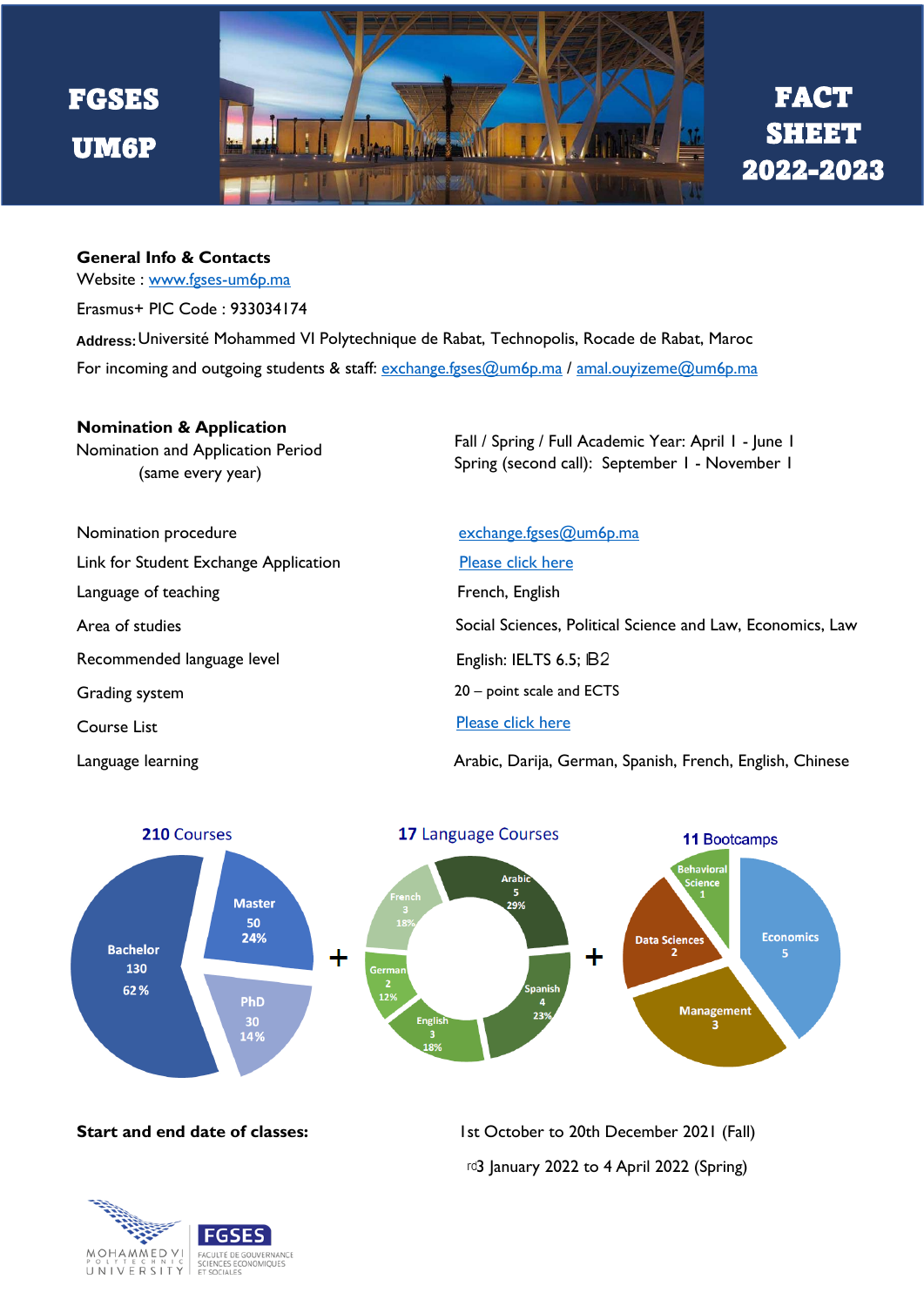# FGSES UM6P

# FACT SHEET 2022-2023

## General Info & Contacts

Website : www.fgses-um6p.ma

Erasmus+ PIC Code : 933034174

**Address:** Université Mohammed VI Polytechnique de Rabat, Technopolis, Rocade de Rabat, Maroc

For incoming and outgoing students & staff: exchange.fgses@um6p.ma / amal.ouyizeme@um6p.ma

## Nomination & Application

| | |
|---|---|
| Nomination and Application Period (same every year) | Fall / Spring / Full Academic Year: April 1 - June 1<br>Spring (second call): September 1 - November 1 |
| Nomination procedure | exchange.fgses@um6p.ma |
| Link for Student Exchange Application | Please click here |
| Language of teaching | French, English |
| Area of studies | Social Sciences, Political Science and Law, Economics, Law |
| Recommended language level | English: IELTS 6.5; B2 |
| Grading system | 20 – point scale and ECTS |
| Course List | Please click here |
| Language learning | Arabic, Darija, German, Spanish, French, English, Chinese |

210 Courses

Bachelor 130 62 %

Master 50 24%

PhD 30 14%

+

17 Language Courses

Arabic 5 29%

Spanish 4 23%

English 3 18%

German 2 12%

French 3 18%

+

11 Bootcamps

Economics 5

Management 3

Data Sciences 2

Behavioral Science 1

**Start and end date of classes:**

1st October to 20th December 2021 (Fall)

3rd January 2022 to 4 April 2022 (Spring)

MOHAMMED VI POLYTECHNIC UNIVERSITY | FGSES FACULTÉ DE GOUVERNANCE SCIENCES ÉCONOMIQUES ET SOCIALES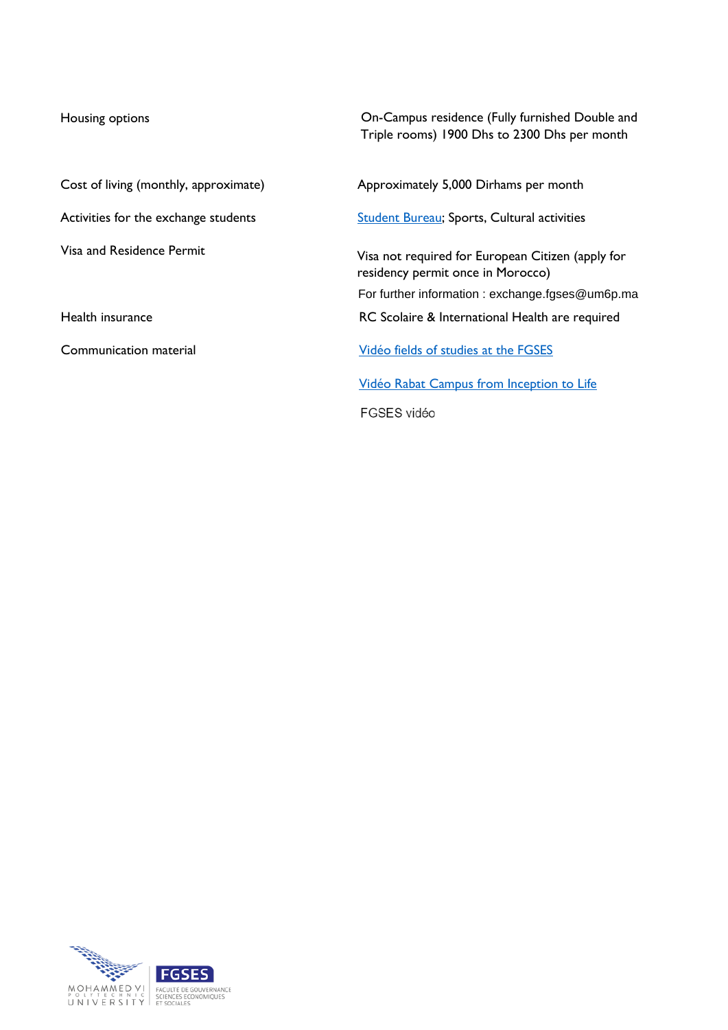| | |
|---|---|
| Housing options | On-Campus residence (Fully furnished Double and Triple rooms) 1900 Dhs to 2300 Dhs per month |
| Cost of living (monthly, approximate) | Approximately 5,000 Dirhams per month |
| Activities for the exchange students | Student Bureau; Sports, Cultural activities |
| Visa and Residence Permit | Visa not required for European Citizen (apply for residency permit once in Morocco)<br>For further information : exchange.fgses@um6p.ma |
| Health insurance | RC Scolaire & International Health are required |
| Communication material | Vidéo fields of studies at the FGSES<br>Vidéo Rabat Campus from Inception to Life<br>FGSES vidéo |